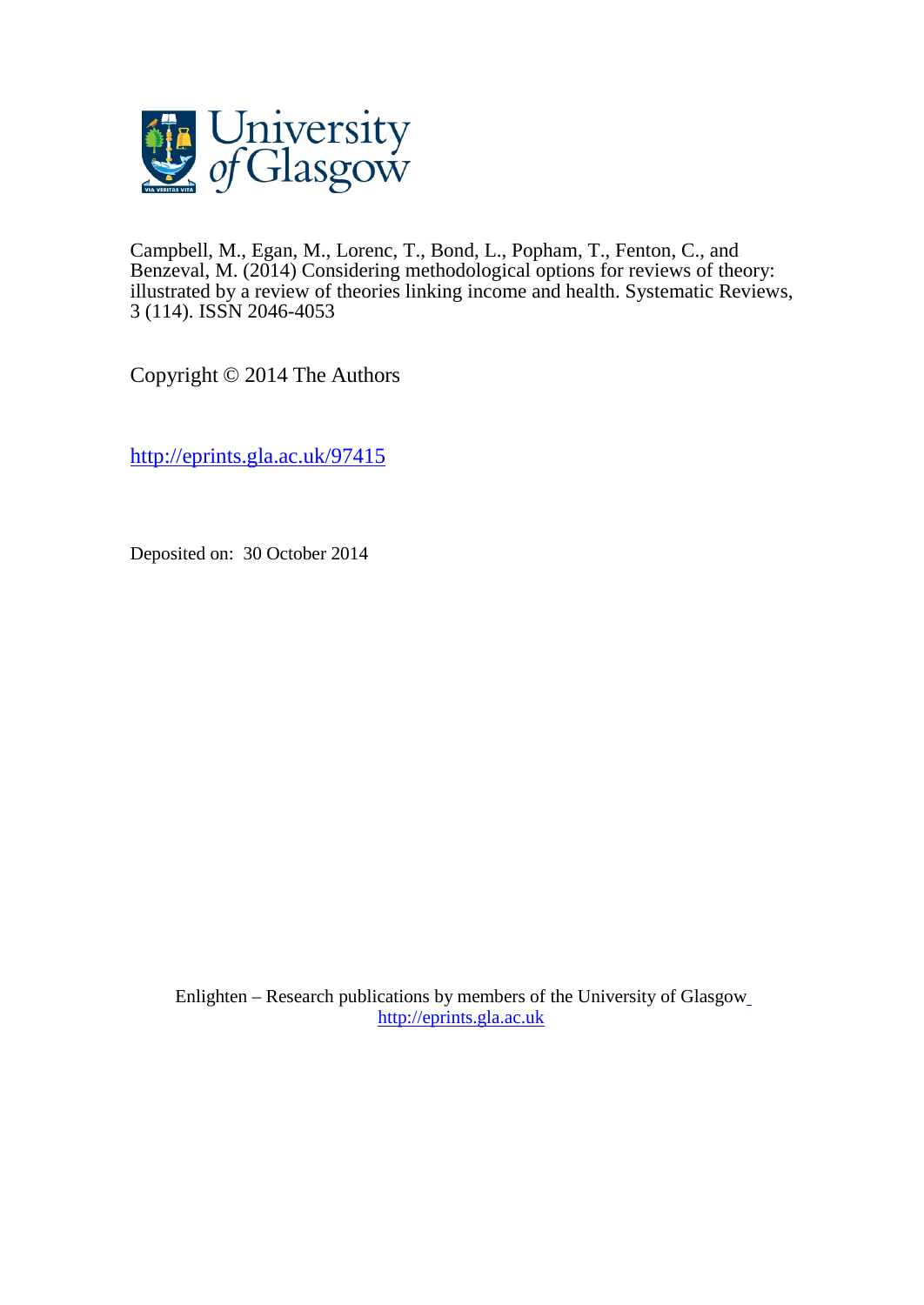University of Glasgow

Campbell, M., Egan, M., Lorenc, T., Bond, L., Popham, T., Fenton, C., and Benzeval, M. (2014) Considering methodological options for reviews of theory: illustrated by a review of theories linking income and health. Systematic Reviews, 3 (114). ISSN 2046-4053

Copyright © 2014 The Authors

http://eprints.gla.ac.uk/97415

Deposited on: 30 October 2014

Enlighten – Research publications by members of the University of Glasgow
http://eprints.gla.ac.uk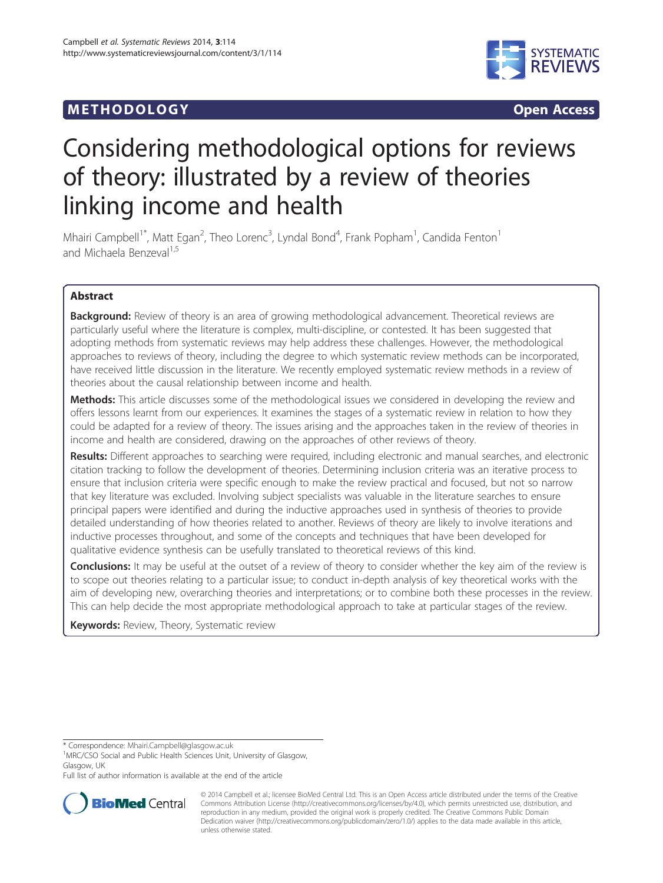METHODOLOGY Open Access

# Considering methodological options for reviews of theory: illustrated by a review of theories linking income and health

Mhairi Campbell[1*], Matt Egan[2], Theo Lorenc[3], Lyndal Bond[4], Frank Popham[1], Candida Fenton[1] and Michaela Benzeval[1,5]

## Abstract

**Background:** Review of theory is an area of growing methodological advancement. Theoretical reviews are particularly useful where the literature is complex, multi-discipline, or contested. It has been suggested that adopting methods from systematic reviews may help address these challenges. However, the methodological approaches to reviews of theory, including the degree to which systematic review methods can be incorporated, have received little discussion in the literature. We recently employed systematic review methods in a review of theories about the causal relationship between income and health.

**Methods:** This article discusses some of the methodological issues we considered in developing the review and offers lessons learnt from our experiences. It examines the stages of a systematic review in relation to how they could be adapted for a review of theory. The issues arising and the approaches taken in the review of theories in income and health are considered, drawing on the approaches of other reviews of theory.

**Results:** Different approaches to searching were required, including electronic and manual searches, and electronic citation tracking to follow the development of theories. Determining inclusion criteria was an iterative process to ensure that inclusion criteria were specific enough to make the review practical and focused, but not so narrow that key literature was excluded. Involving subject specialists was valuable in the literature searches to ensure principal papers were identified and during the inductive approaches used in synthesis of theories to provide detailed understanding of how theories related to another. Reviews of theory are likely to involve iterations and inductive processes throughout, and some of the concepts and techniques that have been developed for qualitative evidence synthesis can be usefully translated to theoretical reviews of this kind.

**Conclusions:** It may be useful at the outset of a review of theory to consider whether the key aim of the review is to scope out theories relating to a particular issue; to conduct in-depth analysis of key theoretical works with the aim of developing new, overarching theories and interpretations; or to combine both these processes in the review. This can help decide the most appropriate methodological approach to take at particular stages of the review.

**Keywords:** Review, Theory, Systematic review

* Correspondence: Mhairi.Campbell@glasgow.ac.uk
[1]MRC/CSO Social and Public Health Sciences Unit, University of Glasgow, Glasgow, UK
Full list of author information is available at the end of the article

© 2014 Campbell et al.; licensee BioMed Central Ltd. This is an Open Access article distributed under the terms of the Creative Commons Attribution License (http://creativecommons.org/licenses/by/4.0), which permits unrestricted use, distribution, and reproduction in any medium, provided the original work is properly credited. The Creative Commons Public Domain Dedication waiver (http://creativecommons.org/publicdomain/zero/1.0/) applies to the data made available in this article, unless otherwise stated.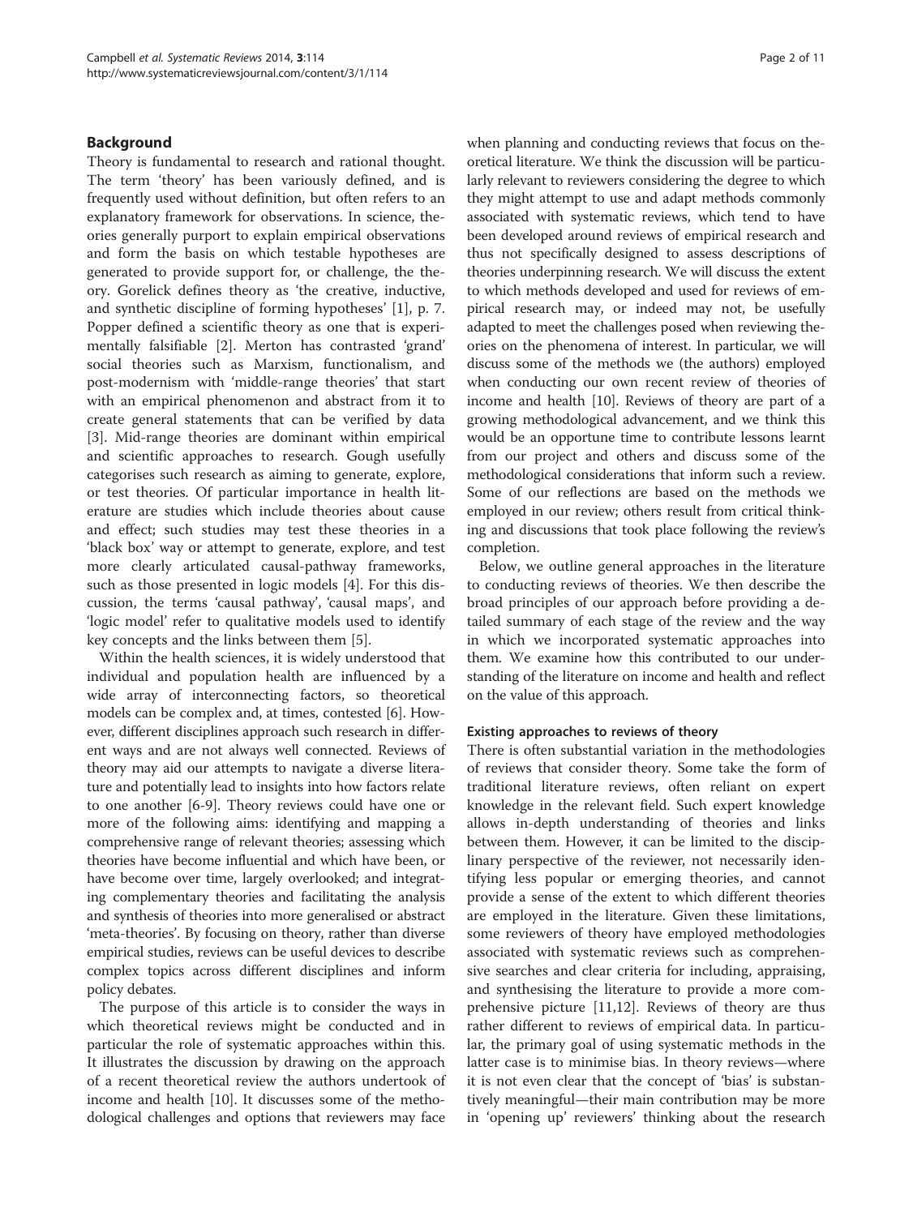## Background

Theory is fundamental to research and rational thought. The term 'theory' has been variously defined, and is frequently used without definition, but often refers to an explanatory framework for observations. In science, theories generally purport to explain empirical observations and form the basis on which testable hypotheses are generated to provide support for, or challenge, the theory. Gorelick defines theory as 'the creative, inductive, and synthetic discipline of forming hypotheses' [1], p. 7. Popper defined a scientific theory as one that is experimentally falsifiable [2]. Merton has contrasted 'grand' social theories such as Marxism, functionalism, and post-modernism with 'middle-range theories' that start with an empirical phenomenon and abstract from it to create general statements that can be verified by data [3]. Mid-range theories are dominant within empirical and scientific approaches to research. Gough usefully categorises such research as aiming to generate, explore, or test theories. Of particular importance in health literature are studies which include theories about cause and effect; such studies may test these theories in a 'black box' way or attempt to generate, explore, and test more clearly articulated causal-pathway frameworks, such as those presented in logic models [4]. For this discussion, the terms 'causal pathway', 'causal maps', and 'logic model' refer to qualitative models used to identify key concepts and the links between them [5].

Within the health sciences, it is widely understood that individual and population health are influenced by a wide array of interconnecting factors, so theoretical models can be complex and, at times, contested [6]. However, different disciplines approach such research in different ways and are not always well connected. Reviews of theory may aid our attempts to navigate a diverse literature and potentially lead to insights into how factors relate to one another [6-9]. Theory reviews could have one or more of the following aims: identifying and mapping a comprehensive range of relevant theories; assessing which theories have become influential and which have been, or have become over time, largely overlooked; and integrating complementary theories and facilitating the analysis and synthesis of theories into more generalised or abstract 'meta-theories'. By focusing on theory, rather than diverse empirical studies, reviews can be useful devices to describe complex topics across different disciplines and inform policy debates.

The purpose of this article is to consider the ways in which theoretical reviews might be conducted and in particular the role of systematic approaches within this. It illustrates the discussion by drawing on the approach of a recent theoretical review the authors undertook of income and health [10]. It discusses some of the methodological challenges and options that reviewers may face when planning and conducting reviews that focus on theoretical literature. We think the discussion will be particularly relevant to reviewers considering the degree to which they might attempt to use and adapt methods commonly associated with systematic reviews, which tend to have been developed around reviews of empirical research and thus not specifically designed to assess descriptions of theories underpinning research. We will discuss the extent to which methods developed and used for reviews of empirical research may, or indeed may not, be usefully adapted to meet the challenges posed when reviewing theories on the phenomena of interest. In particular, we will discuss some of the methods we (the authors) employed when conducting our own recent review of theories of income and health [10]. Reviews of theory are part of a growing methodological advancement, and we think this would be an opportune time to contribute lessons learnt from our project and others and discuss some of the methodological considerations that inform such a review. Some of our reflections are based on the methods we employed in our review; others result from critical thinking and discussions that took place following the review's completion.

Below, we outline general approaches in the literature to conducting reviews of theories. We then describe the broad principles of our approach before providing a detailed summary of each stage of the review and the way in which we incorporated systematic approaches into them. We examine how this contributed to our understanding of the literature on income and health and reflect on the value of this approach.

### Existing approaches to reviews of theory

There is often substantial variation in the methodologies of reviews that consider theory. Some take the form of traditional literature reviews, often reliant on expert knowledge in the relevant field. Such expert knowledge allows in-depth understanding of theories and links between them. However, it can be limited to the disciplinary perspective of the reviewer, not necessarily identifying less popular or emerging theories, and cannot provide a sense of the extent to which different theories are employed in the literature. Given these limitations, some reviewers of theory have employed methodologies associated with systematic reviews such as comprehensive searches and clear criteria for including, appraising, and synthesising the literature to provide a more comprehensive picture [11,12]. Reviews of theory are thus rather different to reviews of empirical data. In particular, the primary goal of using systematic methods in the latter case is to minimise bias. In theory reviews—where it is not even clear that the concept of 'bias' is substantively meaningful—their main contribution may be more in 'opening up' reviewers' thinking about the research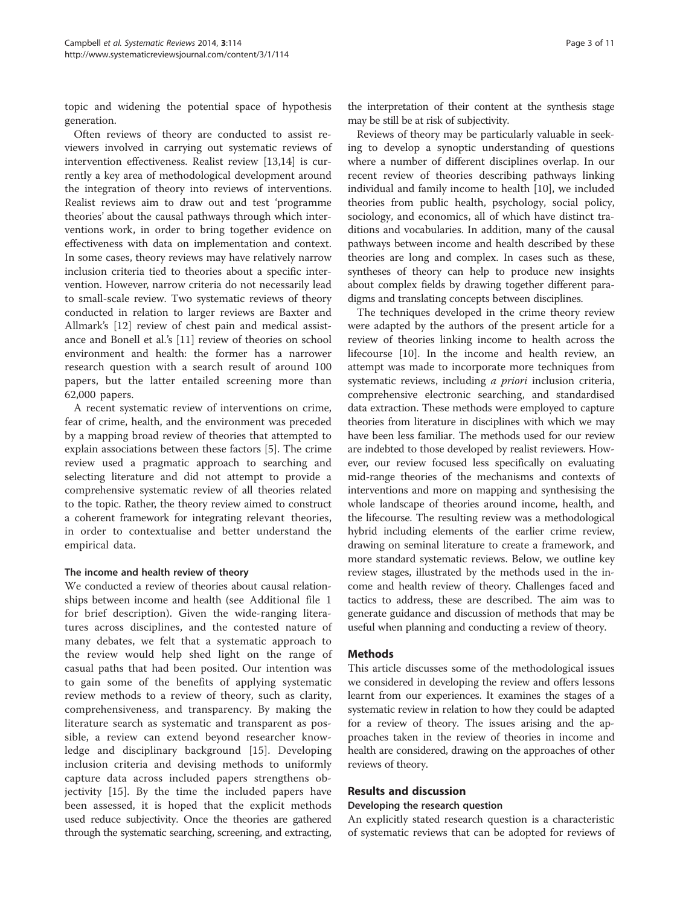topic and widening the potential space of hypothesis generation.

Often reviews of theory are conducted to assist reviewers involved in carrying out systematic reviews of intervention effectiveness. Realist review [13,14] is currently a key area of methodological development around the integration of theory into reviews of interventions. Realist reviews aim to draw out and test 'programme theories' about the causal pathways through which interventions work, in order to bring together evidence on effectiveness with data on implementation and context. In some cases, theory reviews may have relatively narrow inclusion criteria tied to theories about a specific intervention. However, narrow criteria do not necessarily lead to small-scale review. Two systematic reviews of theory conducted in relation to larger reviews are Baxter and Allmark's [12] review of chest pain and medical assistance and Bonell et al.'s [11] review of theories on school environment and health: the former has a narrower research question with a search result of around 100 papers, but the latter entailed screening more than 62,000 papers.

A recent systematic review of interventions on crime, fear of crime, health, and the environment was preceded by a mapping broad review of theories that attempted to explain associations between these factors [5]. The crime review used a pragmatic approach to searching and selecting literature and did not attempt to provide a comprehensive systematic review of all theories related to the topic. Rather, the theory review aimed to construct a coherent framework for integrating relevant theories, in order to contextualise and better understand the empirical data.

#### The income and health review of theory

We conducted a review of theories about causal relationships between income and health (see Additional file 1 for brief description). Given the wide-ranging literatures across disciplines, and the contested nature of many debates, we felt that a systematic approach to the review would help shed light on the range of casual paths that had been posited. Our intention was to gain some of the benefits of applying systematic review methods to a review of theory, such as clarity, comprehensiveness, and transparency. By making the literature search as systematic and transparent as possible, a review can extend beyond researcher knowledge and disciplinary background [15]. Developing inclusion criteria and devising methods to uniformly capture data across included papers strengthens objectivity [15]. By the time the included papers have been assessed, it is hoped that the explicit methods used reduce subjectivity. Once the theories are gathered through the systematic searching, screening, and extracting, the interpretation of their content at the synthesis stage may be still be at risk of subjectivity.

Reviews of theory may be particularly valuable in seeking to develop a synoptic understanding of questions where a number of different disciplines overlap. In our recent review of theories describing pathways linking individual and family income to health [10], we included theories from public health, psychology, social policy, sociology, and economics, all of which have distinct traditions and vocabularies. In addition, many of the causal pathways between income and health described by these theories are long and complex. In cases such as these, syntheses of theory can help to produce new insights about complex fields by drawing together different paradigms and translating concepts between disciplines.

The techniques developed in the crime theory review were adapted by the authors of the present article for a review of theories linking income to health across the lifecourse [10]. In the income and health review, an attempt was made to incorporate more techniques from systematic reviews, including *a priori* inclusion criteria, comprehensive electronic searching, and standardised data extraction. These methods were employed to capture theories from literature in disciplines with which we may have been less familiar. The methods used for our review are indebted to those developed by realist reviewers. However, our review focused less specifically on evaluating mid-range theories of the mechanisms and contexts of interventions and more on mapping and synthesising the whole landscape of theories around income, health, and the lifecourse. The resulting review was a methodological hybrid including elements of the earlier crime review, drawing on seminal literature to create a framework, and more standard systematic reviews. Below, we outline key review stages, illustrated by the methods used in the income and health review of theory. Challenges faced and tactics to address, these are described. The aim was to generate guidance and discussion of methods that may be useful when planning and conducting a review of theory.

## Methods

This article discusses some of the methodological issues we considered in developing the review and offers lessons learnt from our experiences. It examines the stages of a systematic review in relation to how they could be adapted for a review of theory. The issues arising and the approaches taken in the review of theories in income and health are considered, drawing on the approaches of other reviews of theory.

## Results and discussion

### Developing the research question

An explicitly stated research question is a characteristic of systematic reviews that can be adopted for reviews of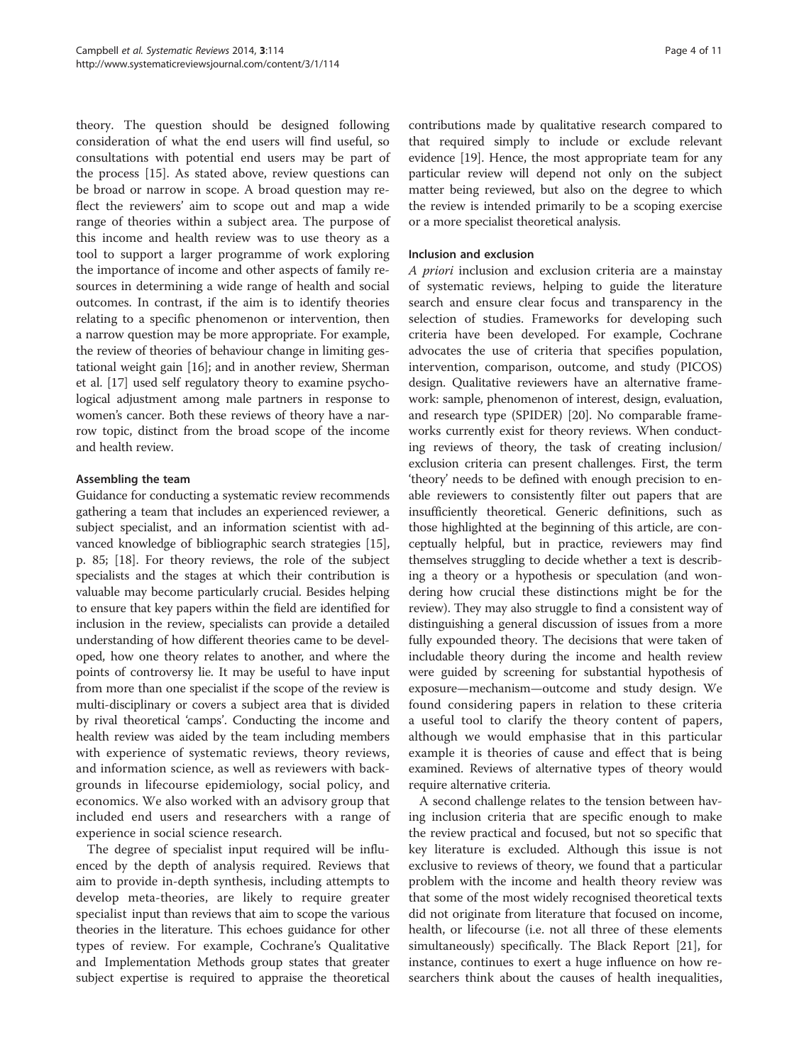theory. The question should be designed following consideration of what the end users will find useful, so consultations with potential end users may be part of the process [15]. As stated above, review questions can be broad or narrow in scope. A broad question may reflect the reviewers' aim to scope out and map a wide range of theories within a subject area. The purpose of this income and health review was to use theory as a tool to support a larger programme of work exploring the importance of income and other aspects of family resources in determining a wide range of health and social outcomes. In contrast, if the aim is to identify theories relating to a specific phenomenon or intervention, then a narrow question may be more appropriate. For example, the review of theories of behaviour change in limiting gestational weight gain [16]; and in another review, Sherman et al. [17] used self regulatory theory to examine psychological adjustment among male partners in response to women's cancer. Both these reviews of theory have a narrow topic, distinct from the broad scope of the income and health review.

#### Assembling the team

Guidance for conducting a systematic review recommends gathering a team that includes an experienced reviewer, a subject specialist, and an information scientist with advanced knowledge of bibliographic search strategies [15], p. 85; [18]. For theory reviews, the role of the subject specialists and the stages at which their contribution is valuable may become particularly crucial. Besides helping to ensure that key papers within the field are identified for inclusion in the review, specialists can provide a detailed understanding of how different theories came to be developed, how one theory relates to another, and where the points of controversy lie. It may be useful to have input from more than one specialist if the scope of the review is multi-disciplinary or covers a subject area that is divided by rival theoretical 'camps'. Conducting the income and health review was aided by the team including members with experience of systematic reviews, theory reviews, and information science, as well as reviewers with backgrounds in lifecourse epidemiology, social policy, and economics. We also worked with an advisory group that included end users and researchers with a range of experience in social science research.

The degree of specialist input required will be influenced by the depth of analysis required. Reviews that aim to provide in-depth synthesis, including attempts to develop meta-theories, are likely to require greater specialist input than reviews that aim to scope the various theories in the literature. This echoes guidance for other types of review. For example, Cochrane's Qualitative and Implementation Methods group states that greater subject expertise is required to appraise the theoretical contributions made by qualitative research compared to that required simply to include or exclude relevant evidence [19]. Hence, the most appropriate team for any particular review will depend not only on the subject matter being reviewed, but also on the degree to which the review is intended primarily to be a scoping exercise or a more specialist theoretical analysis.

#### Inclusion and exclusion

*A priori* inclusion and exclusion criteria are a mainstay of systematic reviews, helping to guide the literature search and ensure clear focus and transparency in the selection of studies. Frameworks for developing such criteria have been developed. For example, Cochrane advocates the use of criteria that specifies population, intervention, comparison, outcome, and study (PICOS) design. Qualitative reviewers have an alternative framework: sample, phenomenon of interest, design, evaluation, and research type (SPIDER) [20]. No comparable frameworks currently exist for theory reviews. When conducting reviews of theory, the task of creating inclusion/exclusion criteria can present challenges. First, the term 'theory' needs to be defined with enough precision to enable reviewers to consistently filter out papers that are insufficiently theoretical. Generic definitions, such as those highlighted at the beginning of this article, are conceptually helpful, but in practice, reviewers may find themselves struggling to decide whether a text is describing a theory or a hypothesis or speculation (and wondering how crucial these distinctions might be for the review). They may also struggle to find a consistent way of distinguishing a general discussion of issues from a more fully expounded theory. The decisions that were taken of includable theory during the income and health review were guided by screening for substantial hypothesis of exposure—mechanism—outcome and study design. We found considering papers in relation to these criteria a useful tool to clarify the theory content of papers, although we would emphasise that in this particular example it is theories of cause and effect that is being examined. Reviews of alternative types of theory would require alternative criteria.

A second challenge relates to the tension between having inclusion criteria that are specific enough to make the review practical and focused, but not so specific that key literature is excluded. Although this issue is not exclusive to reviews of theory, we found that a particular problem with the income and health theory review was that some of the most widely recognised theoretical texts did not originate from literature that focused on income, health, or lifecourse (i.e. not all three of these elements simultaneously) specifically. The Black Report [21], for instance, continues to exert a huge influence on how researchers think about the causes of health inequalities,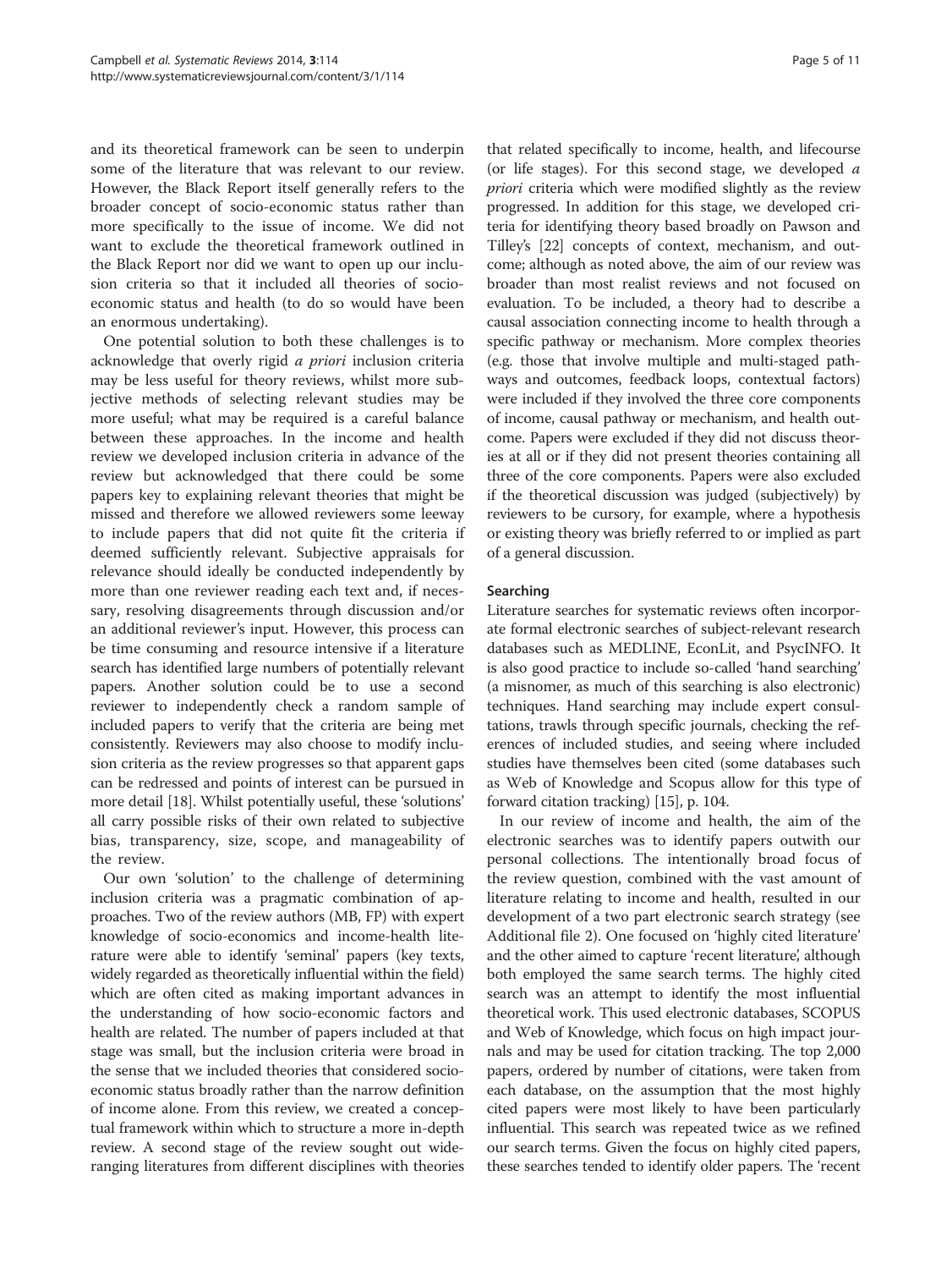and its theoretical framework can be seen to underpin some of the literature that was relevant to our review. However, the Black Report itself generally refers to the broader concept of socio-economic status rather than more specifically to the issue of income. We did not want to exclude the theoretical framework outlined in the Black Report nor did we want to open up our inclusion criteria so that it included all theories of socio-economic status and health (to do so would have been an enormous undertaking).

One potential solution to both these challenges is to acknowledge that overly rigid *a priori* inclusion criteria may be less useful for theory reviews, whilst more subjective methods of selecting relevant studies may be more useful; what may be required is a careful balance between these approaches. In the income and health review we developed inclusion criteria in advance of the review but acknowledged that there could be some papers key to explaining relevant theories that might be missed and therefore we allowed reviewers some leeway to include papers that did not quite fit the criteria if deemed sufficiently relevant. Subjective appraisals for relevance should ideally be conducted independently by more than one reviewer reading each text and, if necessary, resolving disagreements through discussion and/or an additional reviewer's input. However, this process can be time consuming and resource intensive if a literature search has identified large numbers of potentially relevant papers. Another solution could be to use a second reviewer to independently check a random sample of included papers to verify that the criteria are being met consistently. Reviewers may also choose to modify inclusion criteria as the review progresses so that apparent gaps can be redressed and points of interest can be pursued in more detail [18]. Whilst potentially useful, these 'solutions' all carry possible risks of their own related to subjective bias, transparency, size, scope, and manageability of the review.

Our own 'solution' to the challenge of determining inclusion criteria was a pragmatic combination of approaches. Two of the review authors (MB, FP) with expert knowledge of socio-economics and income-health literature were able to identify 'seminal' papers (key texts, widely regarded as theoretically influential within the field) which are often cited as making important advances in the understanding of how socio-economic factors and health are related. The number of papers included at that stage was small, but the inclusion criteria were broad in the sense that we included theories that considered socio-economic status broadly rather than the narrow definition of income alone. From this review, we created a conceptual framework within which to structure a more in-depth review. A second stage of the review sought out wide-ranging literatures from different disciplines with theories that related specifically to income, health, and lifecourse (or life stages). For this second stage, we developed *a priori* criteria which were modified slightly as the review progressed. In addition for this stage, we developed criteria for identifying theory based broadly on Pawson and Tilley's [22] concepts of context, mechanism, and outcome; although as noted above, the aim of our review was broader than most realist reviews and not focused on evaluation. To be included, a theory had to describe a causal association connecting income to health through a specific pathway or mechanism. More complex theories (e.g. those that involve multiple and multi-staged pathways and outcomes, feedback loops, contextual factors) were included if they involved the three core components of income, causal pathway or mechanism, and health outcome. Papers were excluded if they did not discuss theories at all or if they did not present theories containing all three of the core components. Papers were also excluded if the theoretical discussion was judged (subjectively) by reviewers to be cursory, for example, where a hypothesis or existing theory was briefly referred to or implied as part of a general discussion.

## Searching

Literature searches for systematic reviews often incorporate formal electronic searches of subject-relevant research databases such as MEDLINE, EconLit, and PsycINFO. It is also good practice to include so-called 'hand searching' (a misnomer, as much of this searching is also electronic) techniques. Hand searching may include expert consultations, trawls through specific journals, checking the references of included studies, and seeing where included studies have themselves been cited (some databases such as Web of Knowledge and Scopus allow for this type of forward citation tracking) [15], p. 104.

In our review of income and health, the aim of the electronic searches was to identify papers outwith our personal collections. The intentionally broad focus of the review question, combined with the vast amount of literature relating to income and health, resulted in our development of a two part electronic search strategy (see Additional file 2). One focused on 'highly cited literature' and the other aimed to capture 'recent literature', although both employed the same search terms. The highly cited search was an attempt to identify the most influential theoretical work. This used electronic databases, SCOPUS and Web of Knowledge, which focus on high impact journals and may be used for citation tracking. The top 2,000 papers, ordered by number of citations, were taken from each database, on the assumption that the most highly cited papers were most likely to have been particularly influential. This search was repeated twice as we refined our search terms. Given the focus on highly cited papers, these searches tended to identify older papers. The 'recent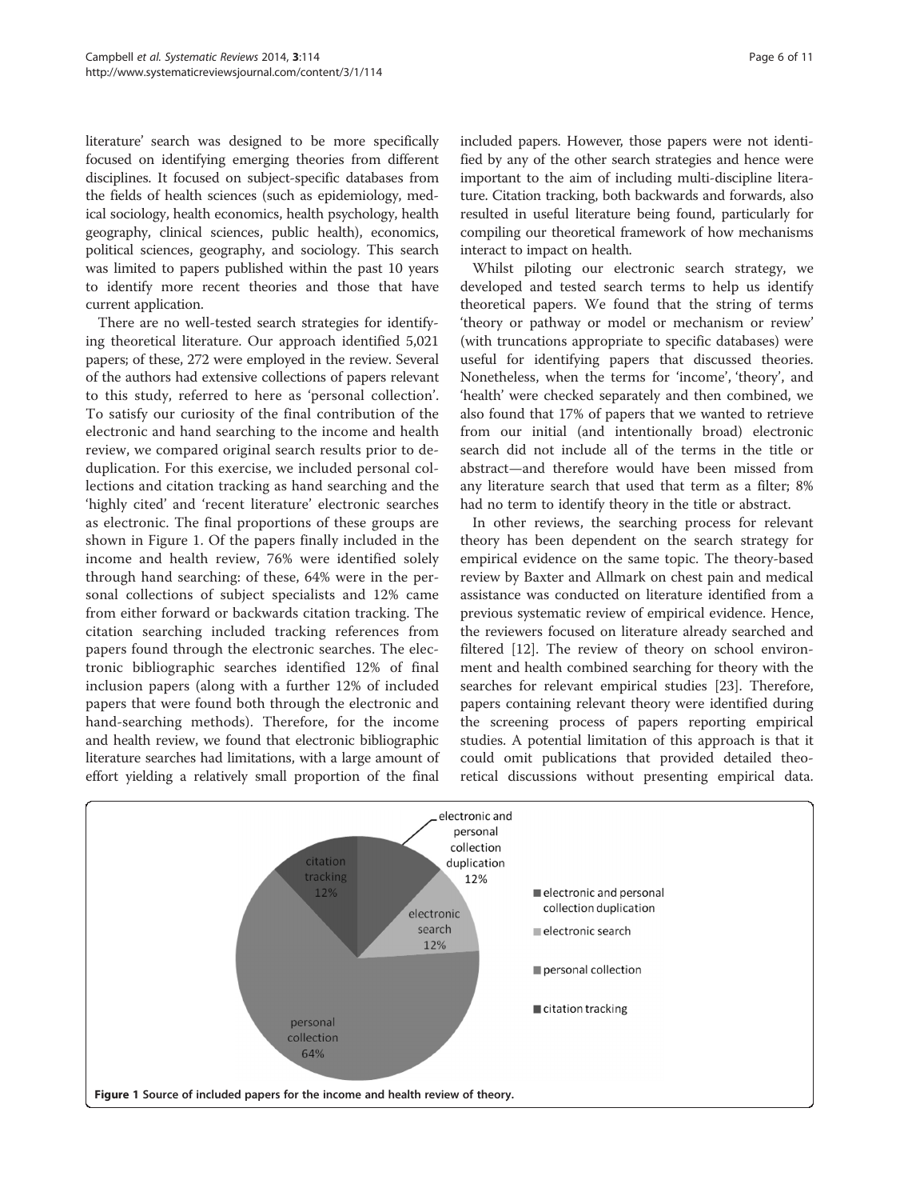literature' search was designed to be more specifically focused on identifying emerging theories from different disciplines. It focused on subject-specific databases from the fields of health sciences (such as epidemiology, medical sociology, health economics, health psychology, health geography, clinical sciences, public health), economics, political sciences, geography, and sociology. This search was limited to papers published within the past 10 years to identify more recent theories and those that have current application.

There are no well-tested search strategies for identifying theoretical literature. Our approach identified 5,021 papers; of these, 272 were employed in the review. Several of the authors had extensive collections of papers relevant to this study, referred to here as 'personal collection'. To satisfy our curiosity of the final contribution of the electronic and hand searching to the income and health review, we compared original search results prior to deduplication. For this exercise, we included personal collections and citation tracking as hand searching and the 'highly cited' and 'recent literature' electronic searches as electronic. The final proportions of these groups are shown in Figure 1. Of the papers finally included in the income and health review, 76% were identified solely through hand searching: of these, 64% were in the personal collections of subject specialists and 12% came from either forward or backwards citation tracking. The citation searching included tracking references from papers found through the electronic searches. The electronic bibliographic searches identified 12% of final inclusion papers (along with a further 12% of included papers that were found both through the electronic and hand-searching methods). Therefore, for the income and health review, we found that electronic bibliographic literature searches had limitations, with a large amount of effort yielding a relatively small proportion of the final included papers. However, those papers were not identified by any of the other search strategies and hence were important to the aim of including multi-discipline literature. Citation tracking, both backwards and forwards, also resulted in useful literature being found, particularly for compiling our theoretical framework of how mechanisms interact to impact on health.

Whilst piloting our electronic search strategy, we developed and tested search terms to help us identify theoretical papers. We found that the string of terms 'theory or pathway or model or mechanism or review' (with truncations appropriate to specific databases) were useful for identifying papers that discussed theories. Nonetheless, when the terms for 'income', 'theory', and 'health' were checked separately and then combined, we also found that 17% of papers that we wanted to retrieve from our initial (and intentionally broad) electronic search did not include all of the terms in the title or abstract—and therefore would have been missed from any literature search that used that term as a filter; 8% had no term to identify theory in the title or abstract.

In other reviews, the searching process for relevant theory has been dependent on the search strategy for empirical evidence on the same topic. The theory-based review by Baxter and Allmark on chest pain and medical assistance was conducted on literature identified from a previous systematic review of empirical evidence. Hence, the reviewers focused on literature already searched and filtered [12]. The review of theory on school environment and health combined searching for theory with the searches for relevant empirical studies [23]. Therefore, papers containing relevant theory were identified during the screening process of papers reporting empirical studies. A potential limitation of this approach is that it could omit publications that provided detailed theoretical discussions without presenting empirical data.

**Figure 1** Source of included papers for the income and health review of theory.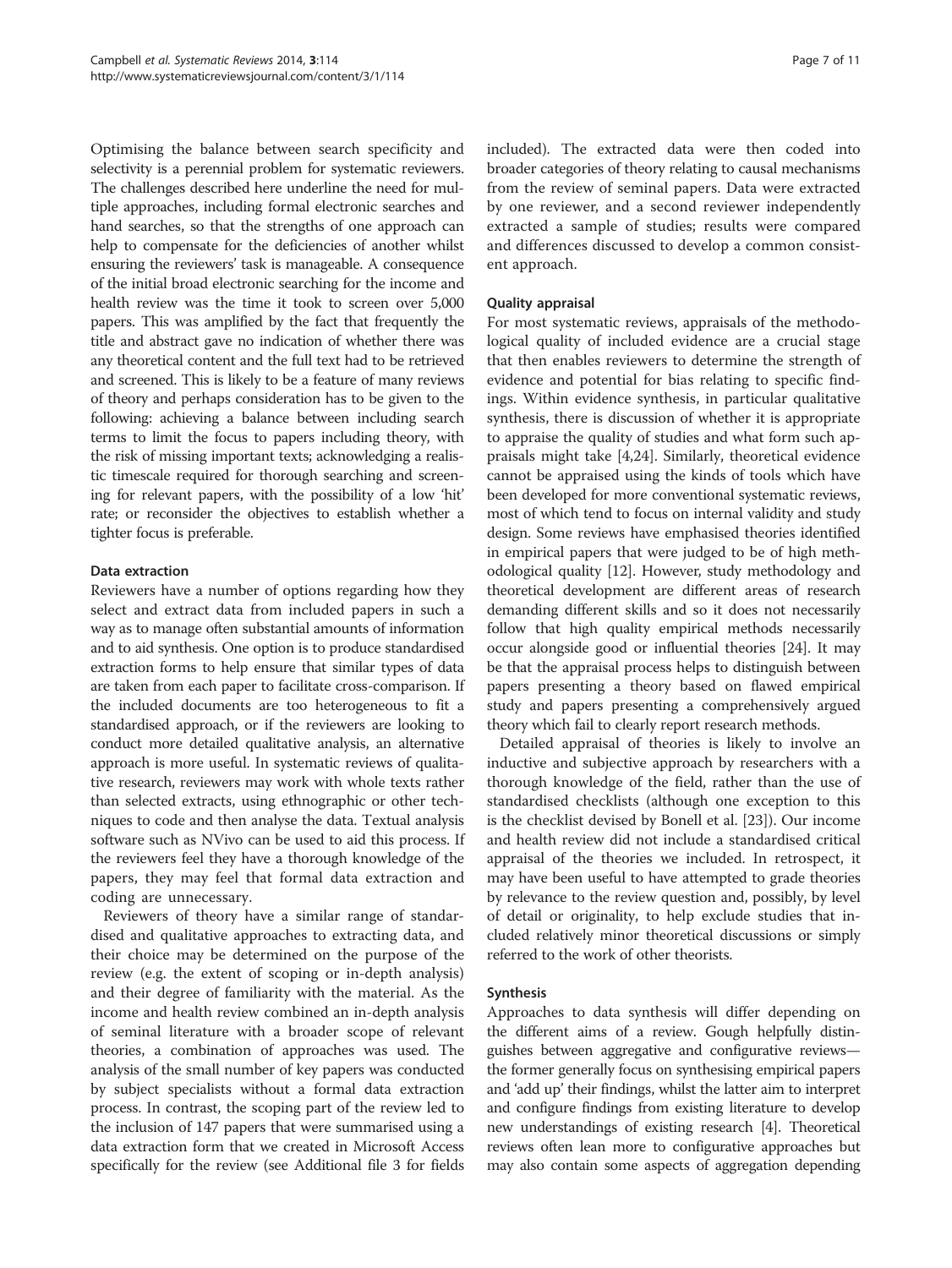Optimising the balance between search specificity and selectivity is a perennial problem for systematic reviewers. The challenges described here underline the need for multiple approaches, including formal electronic searches and hand searches, so that the strengths of one approach can help to compensate for the deficiencies of another whilst ensuring the reviewers' task is manageable. A consequence of the initial broad electronic searching for the income and health review was the time it took to screen over 5,000 papers. This was amplified by the fact that frequently the title and abstract gave no indication of whether there was any theoretical content and the full text had to be retrieved and screened. This is likely to be a feature of many reviews of theory and perhaps consideration has to be given to the following: achieving a balance between including search terms to limit the focus to papers including theory, with the risk of missing important texts; acknowledging a realistic timescale required for thorough searching and screening for relevant papers, with the possibility of a low 'hit' rate; or reconsider the objectives to establish whether a tighter focus is preferable.

### Data extraction

Reviewers have a number of options regarding how they select and extract data from included papers in such a way as to manage often substantial amounts of information and to aid synthesis. One option is to produce standardised extraction forms to help ensure that similar types of data are taken from each paper to facilitate cross-comparison. If the included documents are too heterogeneous to fit a standardised approach, or if the reviewers are looking to conduct more detailed qualitative analysis, an alternative approach is more useful. In systematic reviews of qualitative research, reviewers may work with whole texts rather than selected extracts, using ethnographic or other techniques to code and then analyse the data. Textual analysis software such as NVivo can be used to aid this process. If the reviewers feel they have a thorough knowledge of the papers, they may feel that formal data extraction and coding are unnecessary.

Reviewers of theory have a similar range of standardised and qualitative approaches to extracting data, and their choice may be determined on the purpose of the review (e.g. the extent of scoping or in-depth analysis) and their degree of familiarity with the material. As the income and health review combined an in-depth analysis of seminal literature with a broader scope of relevant theories, a combination of approaches was used. The analysis of the small number of key papers was conducted by subject specialists without a formal data extraction process. In contrast, the scoping part of the review led to the inclusion of 147 papers that were summarised using a data extraction form that we created in Microsoft Access specifically for the review (see Additional file 3 for fields included). The extracted data were then coded into broader categories of theory relating to causal mechanisms from the review of seminal papers. Data were extracted by one reviewer, and a second reviewer independently extracted a sample of studies; results were compared and differences discussed to develop a common consistent approach.

### Quality appraisal

For most systematic reviews, appraisals of the methodological quality of included evidence are a crucial stage that then enables reviewers to determine the strength of evidence and potential for bias relating to specific findings. Within evidence synthesis, in particular qualitative synthesis, there is discussion of whether it is appropriate to appraise the quality of studies and what form such appraisals might take [4,24]. Similarly, theoretical evidence cannot be appraised using the kinds of tools which have been developed for more conventional systematic reviews, most of which tend to focus on internal validity and study design. Some reviews have emphasised theories identified in empirical papers that were judged to be of high methodological quality [12]. However, study methodology and theoretical development are different areas of research demanding different skills and so it does not necessarily follow that high quality empirical methods necessarily occur alongside good or influential theories [24]. It may be that the appraisal process helps to distinguish between papers presenting a theory based on flawed empirical study and papers presenting a comprehensively argued theory which fail to clearly report research methods.

Detailed appraisal of theories is likely to involve an inductive and subjective approach by researchers with a thorough knowledge of the field, rather than the use of standardised checklists (although one exception to this is the checklist devised by Bonell et al. [23]). Our income and health review did not include a standardised critical appraisal of the theories we included. In retrospect, it may have been useful to have attempted to grade theories by relevance to the review question and, possibly, by level of detail or originality, to help exclude studies that included relatively minor theoretical discussions or simply referred to the work of other theorists.

### Synthesis

Approaches to data synthesis will differ depending on the different aims of a review. Gough helpfully distinguishes between aggregative and configurative reviews—the former generally focus on synthesising empirical papers and 'add up' their findings, whilst the latter aim to interpret and configure findings from existing literature to develop new understandings of existing research [4]. Theoretical reviews often lean more to configurative approaches but may also contain some aspects of aggregation depending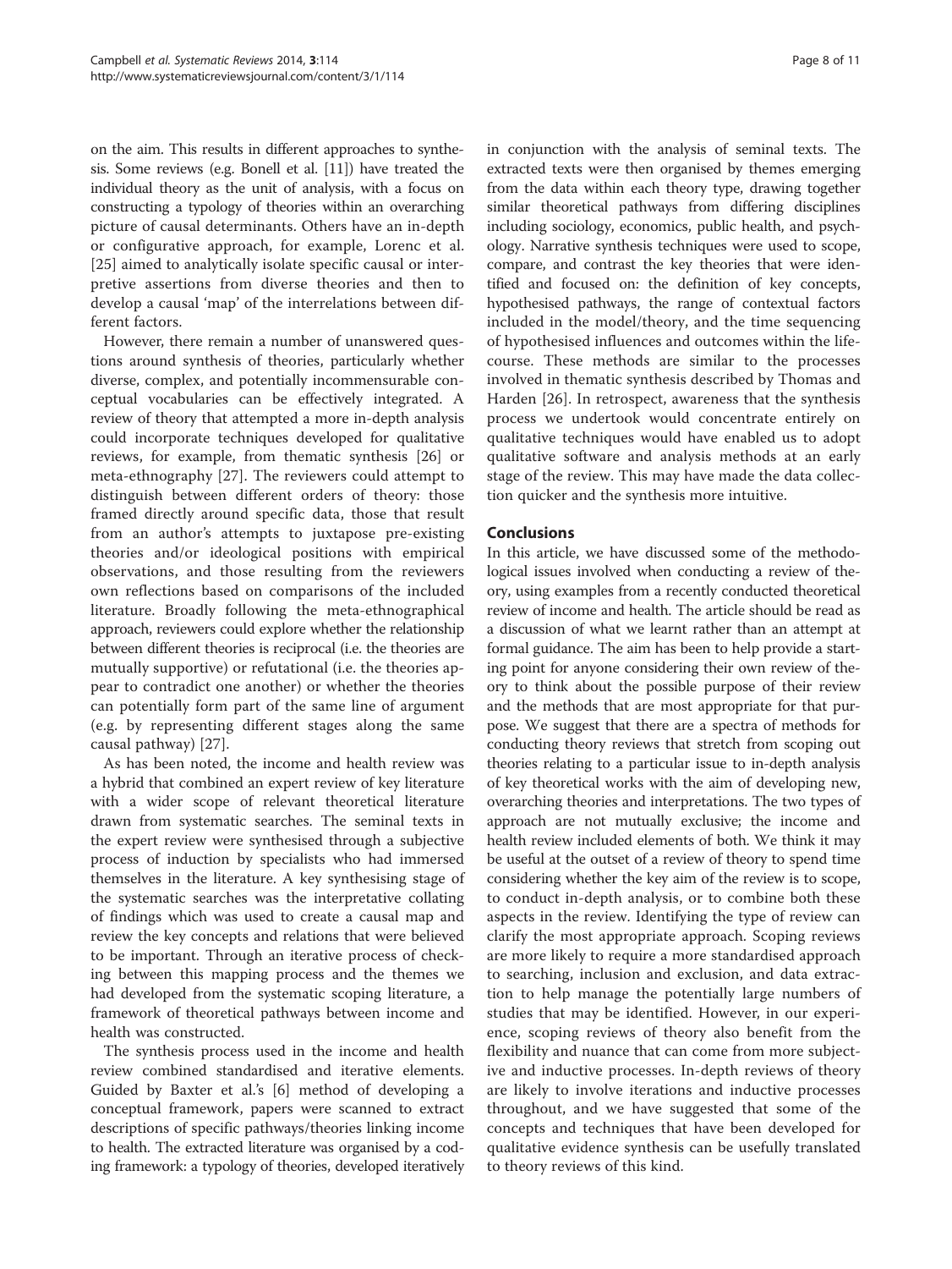on the aim. This results in different approaches to synthesis. Some reviews (e.g. Bonell et al. [11]) have treated the individual theory as the unit of analysis, with a focus on constructing a typology of theories within an overarching picture of causal determinants. Others have an in-depth or configurative approach, for example, Lorenc et al. [25] aimed to analytically isolate specific causal or interpretive assertions from diverse theories and then to develop a causal 'map' of the interrelations between different factors.

However, there remain a number of unanswered questions around synthesis of theories, particularly whether diverse, complex, and potentially incommensurable conceptual vocabularies can be effectively integrated. A review of theory that attempted a more in-depth analysis could incorporate techniques developed for qualitative reviews, for example, from thematic synthesis [26] or meta-ethnography [27]. The reviewers could attempt to distinguish between different orders of theory: those framed directly around specific data, those that result from an author's attempts to juxtapose pre-existing theories and/or ideological positions with empirical observations, and those resulting from the reviewers own reflections based on comparisons of the included literature. Broadly following the meta-ethnographical approach, reviewers could explore whether the relationship between different theories is reciprocal (i.e. the theories are mutually supportive) or refutational (i.e. the theories appear to contradict one another) or whether the theories can potentially form part of the same line of argument (e.g. by representing different stages along the same causal pathway) [27].

As has been noted, the income and health review was a hybrid that combined an expert review of key literature with a wider scope of relevant theoretical literature drawn from systematic searches. The seminal texts in the expert review were synthesised through a subjective process of induction by specialists who had immersed themselves in the literature. A key synthesising stage of the systematic searches was the interpretative collating of findings which was used to create a causal map and review the key concepts and relations that were believed to be important. Through an iterative process of checking between this mapping process and the themes we had developed from the systematic scoping literature, a framework of theoretical pathways between income and health was constructed.

The synthesis process used in the income and health review combined standardised and iterative elements. Guided by Baxter et al.'s [6] method of developing a conceptual framework, papers were scanned to extract descriptions of specific pathways/theories linking income to health. The extracted literature was organised by a coding framework: a typology of theories, developed iteratively in conjunction with the analysis of seminal texts. The extracted texts were then organised by themes emerging from the data within each theory type, drawing together similar theoretical pathways from differing disciplines including sociology, economics, public health, and psychology. Narrative synthesis techniques were used to scope, compare, and contrast the key theories that were identified and focused on: the definition of key concepts, hypothesised pathways, the range of contextual factors included in the model/theory, and the time sequencing of hypothesised influences and outcomes within the life-course. These methods are similar to the processes involved in thematic synthesis described by Thomas and Harden [26]. In retrospect, awareness that the synthesis process we undertook would concentrate entirely on qualitative techniques would have enabled us to adopt qualitative software and analysis methods at an early stage of the review. This may have made the data collection quicker and the synthesis more intuitive.

## Conclusions

In this article, we have discussed some of the methodological issues involved when conducting a review of theory, using examples from a recently conducted theoretical review of income and health. The article should be read as a discussion of what we learnt rather than an attempt at formal guidance. The aim has been to help provide a starting point for anyone considering their own review of theory to think about the possible purpose of their review and the methods that are most appropriate for that purpose. We suggest that there are a spectra of methods for conducting theory reviews that stretch from scoping out theories relating to a particular issue to in-depth analysis of key theoretical works with the aim of developing new, overarching theories and interpretations. The two types of approach are not mutually exclusive; the income and health review included elements of both. We think it may be useful at the outset of a review of theory to spend time considering whether the key aim of the review is to scope, to conduct in-depth analysis, or to combine both these aspects in the review. Identifying the type of review can clarify the most appropriate approach. Scoping reviews are more likely to require a more standardised approach to searching, inclusion and exclusion, and data extraction to help manage the potentially large numbers of studies that may be identified. However, in our experience, scoping reviews of theory also benefit from the flexibility and nuance that can come from more subjective and inductive processes. In-depth reviews of theory are likely to involve iterations and inductive processes throughout, and we have suggested that some of the concepts and techniques that have been developed for qualitative evidence synthesis can be usefully translated to theory reviews of this kind.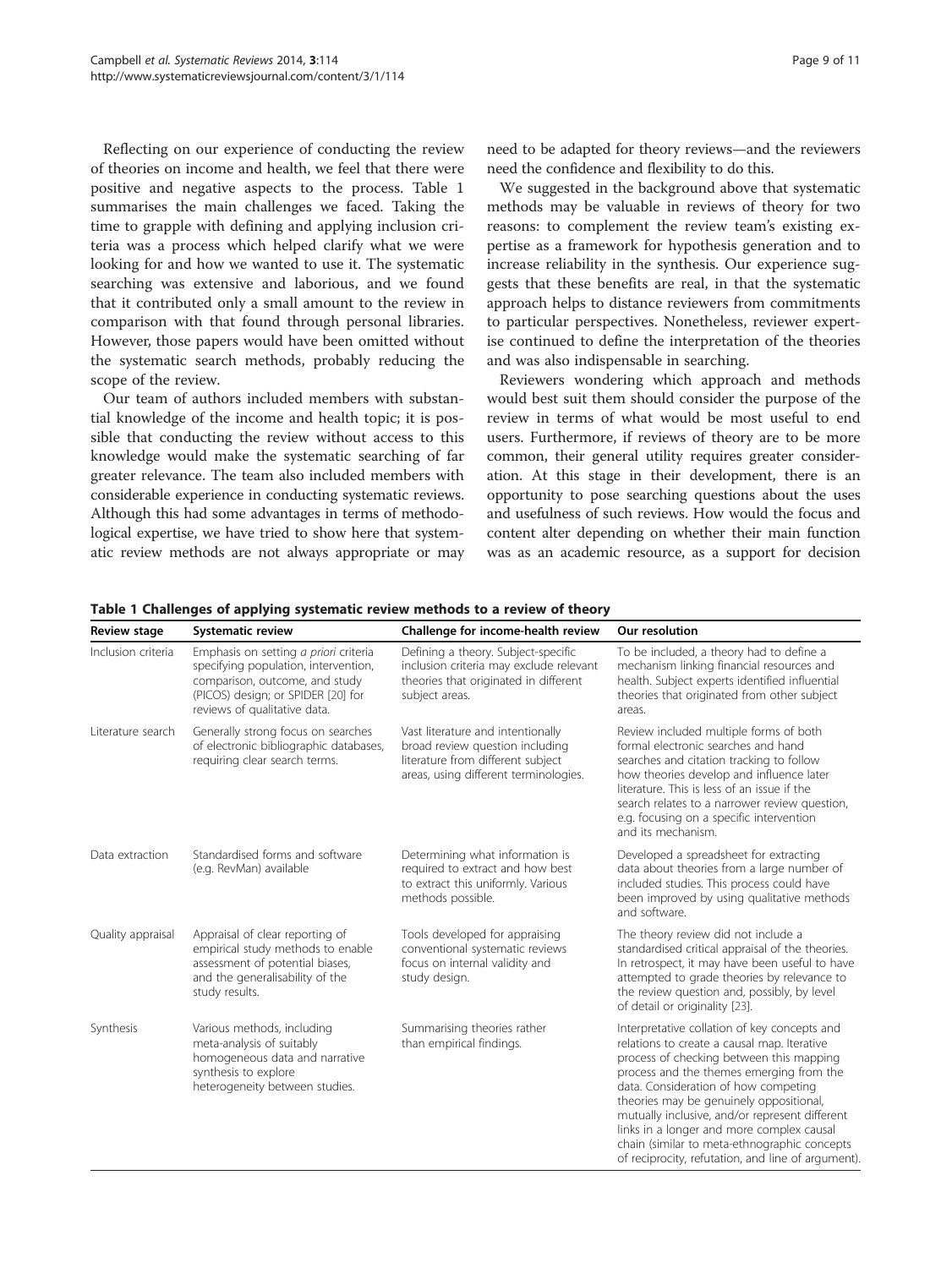Reflecting on our experience of conducting the review of theories on income and health, we feel that there were positive and negative aspects to the process. Table 1 summarises the main challenges we faced. Taking the time to grapple with defining and applying inclusion criteria was a process which helped clarify what we were looking for and how we wanted to use it. The systematic searching was extensive and laborious, and we found that it contributed only a small amount to the review in comparison with that found through personal libraries. However, those papers would have been omitted without the systematic search methods, probably reducing the scope of the review.

Our team of authors included members with substantial knowledge of the income and health topic; it is possible that conducting the review without access to this knowledge would make the systematic searching of far greater relevance. The team also included members with considerable experience in conducting systematic reviews. Although this had some advantages in terms of methodological expertise, we have tried to show here that systematic review methods are not always appropriate or may need to be adapted for theory reviews—and the reviewers need the confidence and flexibility to do this.

We suggested in the background above that systematic methods may be valuable in reviews of theory for two reasons: to complement the review team's existing expertise as a framework for hypothesis generation and to increase reliability in the synthesis. Our experience suggests that these benefits are real, in that the systematic approach helps to distance reviewers from commitments to particular perspectives. Nonetheless, reviewer expertise continued to define the interpretation of the theories and was also indispensable in searching.

Reviewers wondering which approach and methods would best suit them should consider the purpose of the review in terms of what would be most useful to end users. Furthermore, if reviews of theory are to be more common, their general utility requires greater consideration. At this stage in their development, there is an opportunity to pose searching questions about the uses and usefulness of such reviews. How would the focus and content alter depending on whether their main function was as an academic resource, as a support for decision

**Table 1 Challenges of applying systematic review methods to a review of theory**

| Review stage | Systematic review | Challenge for income-health review | Our resolution |
|---|---|---|---|
| Inclusion criteria | Emphasis on setting *a priori* criteria specifying population, intervention, comparison, outcome, and study (PICOS) design; or SPIDER [20] for reviews of qualitative data. | Defining a theory. Subject-specific inclusion criteria may exclude relevant theories that originated in different subject areas. | To be included, a theory had to define a mechanism linking financial resources and health. Subject experts identified influential theories that originated from other subject areas. |
| Literature search | Generally strong focus on searches of electronic bibliographic databases, requiring clear search terms. | Vast literature and intentionally broad review question including literature from different subject areas, using different terminologies. | Review included multiple forms of both formal electronic searches and hand searches and citation tracking to follow how theories develop and influence later literature. This is less of an issue if the search relates to a narrower review question, e.g. focusing on a specific intervention and its mechanism. |
| Data extraction | Standardised forms and software (e.g. RevMan) available | Determining what information is required to extract and how best to extract this uniformly. Various methods possible. | Developed a spreadsheet for extracting data about theories from a large number of included studies. This process could have been improved by using qualitative methods and software. |
| Quality appraisal | Appraisal of clear reporting of empirical study methods to enable assessment of potential biases, and the generalisability of the study results. | Tools developed for appraising conventional systematic reviews focus on internal validity and study design. | The theory review did not include a standardised critical appraisal of the theories. In retrospect, it may have been useful to have attempted to grade theories by relevance to the review question and, possibly, by level of detail or originality [23]. |
| Synthesis | Various methods, including meta-analysis of suitably homogeneous data and narrative synthesis to explore heterogeneity between studies. | Summarising theories rather than empirical findings. | Interpretative collation of key concepts and relations to create a causal map. Iterative process of checking between this mapping process and the themes emerging from the data. Consideration of how competing theories may be genuinely oppositional, mutually inclusive, and/or represent different links in a longer and more complex causal chain (similar to meta-ethnographic concepts of reciprocity, refutation, and line of argument). |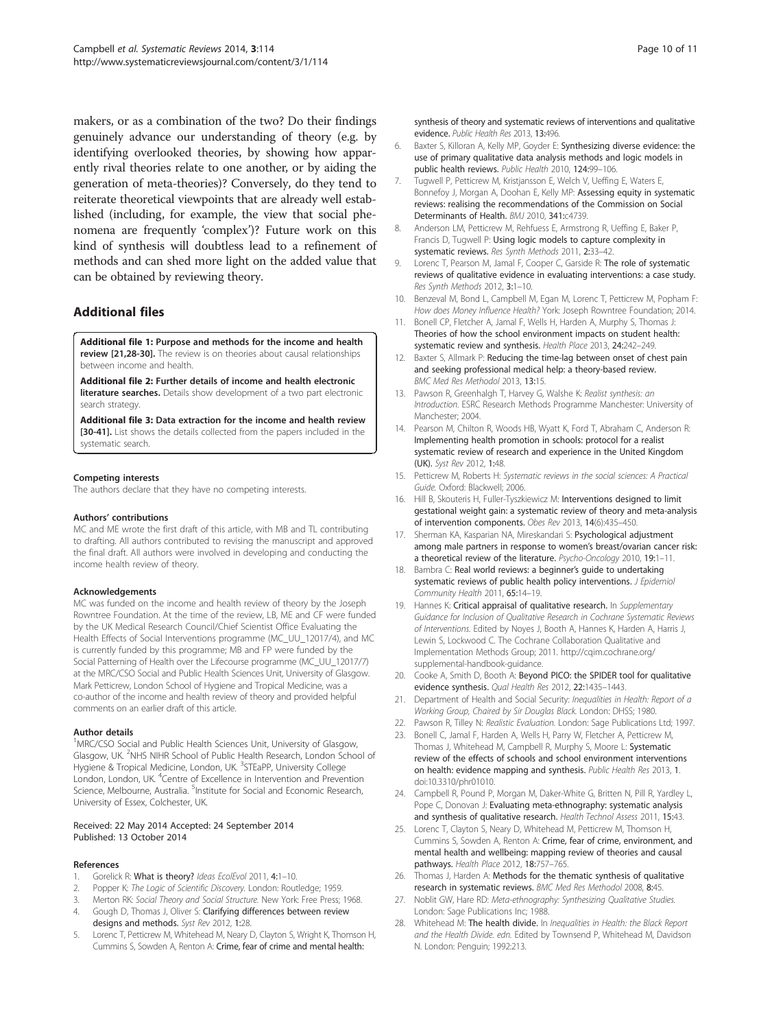makers, or as a combination of the two? Do their findings genuinely advance our understanding of theory (e.g. by identifying overlooked theories, by showing how apparently rival theories relate to one another, or by aiding the generation of meta-theories)? Conversely, do they tend to reiterate theoretical viewpoints that are already well established (including, for example, the view that social phenomena are frequently 'complex')? Future work on this kind of synthesis will doubtless lead to a refinement of methods and can shed more light on the added value that can be obtained by reviewing theory.

## Additional files

**Additional file 1: Purpose and methods for the income and health review [21,28-30].** The review is on theories about causal relationships between income and health.

**Additional file 2: Further details of income and health electronic literature searches.** Details show development of a two part electronic search strategy.

**Additional file 3: Data extraction for the income and health review [30-41].** List shows the details collected from the papers included in the systematic search.

#### Competing interests

The authors declare that they have no competing interests.

#### Authors' contributions

MC and ME wrote the first draft of this article, with MB and TL contributing to drafting. All authors contributed to revising the manuscript and approved the final draft. All authors were involved in developing and conducting the income health review of theory.

#### Acknowledgements

MC was funded on the income and health review of theory by the Joseph Rowntree Foundation. At the time of the review, LB, ME and CF were funded by the UK Medical Research Council/Chief Scientist Office Evaluating the Health Effects of Social Interventions programme (MC_UU_12017/4), and MC is currently funded by this programme; MB and FP were funded by the Social Patterning of Health over the Lifecourse programme (MC_UU_12017/7) at the MRC/CSO Social and Public Health Sciences Unit, University of Glasgow. Mark Petticrew, London School of Hygiene and Tropical Medicine, was a co-author of the income and health review of theory and provided helpful comments on an earlier draft of this article.

#### Author details

[1]MRC/CSO Social and Public Health Sciences Unit, University of Glasgow, Glasgow, UK. [2]NHS NIHR School of Public Health Research, London School of Hygiene & Tropical Medicine, London, UK. [3]STEaPP, University College London, London, UK. [4]Centre of Excellence in Intervention and Prevention Science, Melbourne, Australia. [5]Institute for Social and Economic Research, University of Essex, Colchester, UK.

Received: 22 May 2014 Accepted: 24 September 2014
Published: 13 October 2014

#### References

1. Gorelick R: **What is theory?** *Ideas EcolEvol* 2011, **4:**1–10.
2. Popper K: *The Logic of Scientific Discovery.* London: Routledge; 1959.
3. Merton RK: *Social Theory and Social Structure.* New York: Free Press; 1968.
4. Gough D, Thomas J, Oliver S: **Clarifying differences between review designs and methods.** *Syst Rev* 2012, **1:**28.
5. Lorenc T, Petticrew M, Whitehead M, Neary D, Clayton S, Wright K, Thomson H, Cummins S, Sowden A, Renton A: **Crime, fear of crime and mental health: synthesis of theory and systematic reviews of interventions and qualitative evidence.** *Public Health Res* 2013, **13:**496.
6. Baxter S, Killoran A, Kelly MP, Goyder E: **Synthesizing diverse evidence: the use of primary qualitative data analysis methods and logic models in public health reviews.** *Public Health* 2010, **124:**99–106.
7. Tugwell P, Petticrew M, Kristjansson E, Welch V, Ueffing E, Waters E, Bonnefoy J, Morgan A, Doohan E, Kelly MP: **Assessing equity in systematic reviews: realising the recommendations of the Commission on Social Determinants of Health.** *BMJ* 2010, **341:**c4739.
8. Anderson LM, Petticrew M, Rehfuess E, Armstrong R, Ueffing E, Baker P, Francis D, Tugwell P: **Using logic models to capture complexity in systematic reviews.** *Res Synth Methods* 2011, **2:**33–42.
9. Lorenc T, Pearson M, Jamal F, Cooper C, Garside R: **The role of systematic reviews of qualitative evidence in evaluating interventions: a case study.** *Res Synth Methods* 2012, **3:**1–10.
10. Benzeval M, Bond L, Campbell M, Egan M, Lorenc T, Petticrew M, Popham F: *How does Money Influence Health?* York: Joseph Rowntree Foundation; 2014.
11. Bonell CP, Fletcher A, Jamal F, Wells H, Harden A, Murphy S, Thomas J: **Theories of how the school environment impacts on student health: systematic review and synthesis.** *Health Place* 2013, **24:**242–249.
12. Baxter S, Allmark P: **Reducing the time-lag between onset of chest pain and seeking professional medical help: a theory-based review.** *BMC Med Res Methodol* 2013, **13:**15.
13. Pawson R, Greenhalgh T, Harvey G, Walshe K: *Realist synthesis: an Introduction.* ESRC Research Methods Programme Manchester: University of Manchester; 2004.
14. Pearson M, Chilton R, Woods HB, Wyatt K, Ford T, Abraham C, Anderson R: **Implementing health promotion in schools: protocol for a realist systematic review of research and experience in the United Kingdom (UK).** *Syst Rev* 2012, **1:**48.
15. Petticrew M, Roberts H: *Systematic reviews in the social sciences: A Practical Guide.* Oxford: Blackwell; 2006.
16. Hill B, Skouteris H, Fuller-Tyszkiewicz M: **Interventions designed to limit gestational weight gain: a systematic review of theory and meta-analysis of intervention components.** *Obes Rev* 2013, **14**(6):435–450.
17. Sherman KA, Kasparian NA, Mireskandari S: **Psychological adjustment among male partners in response to women's breast/ovarian cancer risk: a theoretical review of the literature.** *Psycho-Oncology* 2010, **19:**1–11.
18. Bambra C: **Real world reviews: a beginner's guide to undertaking systematic reviews of public health policy interventions.** *J Epidemiol Community Health* 2011, **65:**14–19.
19. Hannes K: **Critical appraisal of qualitative research.** In *Supplementary Guidance for Inclusion of Qualitative Research in Cochrane Systematic Reviews of Interventions.* Edited by Noyes J, Booth A, Hannes K, Harden A, Harris J, Lewin S, Lockwood C. The Cochrane Collaboration Qualitative and Implementation Methods Group; 2011. http://cqim.cochrane.org/supplemental-handbook-guidance.
20. Cooke A, Smith D, Booth A: **Beyond PICO: the SPIDER tool for qualitative evidence synthesis.** *Qual Health Res* 2012, **22:**1435–1443.
21. Department of Health and Social Security: *Inequalities in Health: Report of a Working Group, Chaired by Sir Douglas Black.* London: DHSS; 1980.
22. Pawson R, Tilley N: *Realistic Evaluation.* London: Sage Publications Ltd; 1997.
23. Bonell C, Jamal F, Harden A, Wells H, Parry W, Fletcher A, Petticrew M, Thomas J, Whitehead M, Campbell R, Murphy S, Moore L: **Systematic review of the effects of schools and school environment interventions on health: evidence mapping and synthesis.** *Public Health Res* 2013, **1**. doi:10.3310/phr01010.
24. Campbell R, Pound P, Morgan M, Daker-White G, Britten N, Pill R, Yardley L, Pope C, Donovan J: **Evaluating meta-ethnography: systematic analysis and synthesis of qualitative research.** *Health Technol Assess* 2011, **15:**43.
25. Lorenc T, Clayton S, Neary D, Whitehead M, Petticrew M, Thomson H, Cummins S, Sowden A, Renton A: **Crime, fear of crime, environment, and mental health and wellbeing: mapping review of theories and causal pathways.** *Health Place* 2012, **18:**757–765.
26. Thomas J, Harden A: **Methods for the thematic synthesis of qualitative research in systematic reviews.** *BMC Med Res Methodol* 2008, **8:**45.
27. Noblit GW, Hare RD: *Meta-ethnography: Synthesizing Qualitative Studies.* London: Sage Publications Inc; 1988.
28. Whitehead M: **The health divide.** In *Inequalities in Health: the Black Report and the Health Divide. edn.* Edited by Townsend P, Whitehead M, Davidson N. London: Penguin; 1992:213.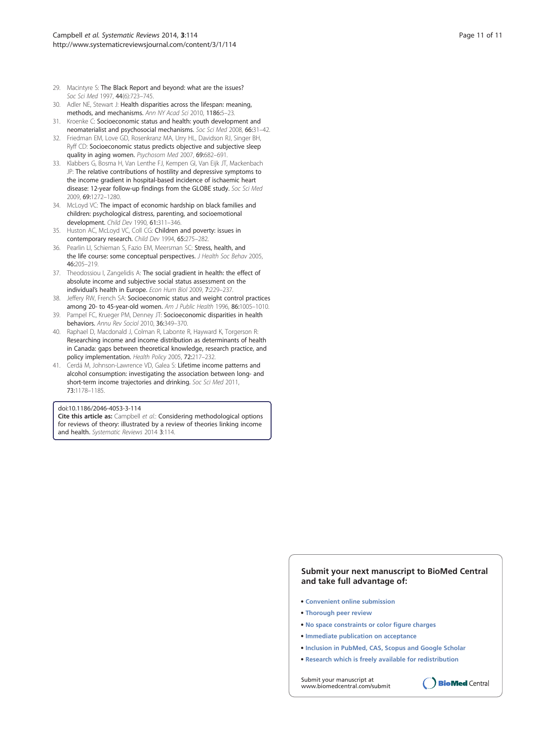29. Macintyre S: The Black Report and beyond: what are the issues? *Soc Sci Med* 1997, **44**(6):723–745.
30. Adler NE, Stewart J: Health disparities across the lifespan: meaning, methods, and mechanisms. *Ann NY Acad Sci* 2010, **1186**:5–23.
31. Kroenke C: Socioeconomic status and health: youth development and neomaterialist and psychosocial mechanisms. *Soc Sci Med* 2008, **66**:31–42.
32. Friedman EM, Love GD, Rosenkranz MA, Urry HL, Davidson RJ, Singer BH, Ryff CD: Socioeconomic status predicts objective and subjective sleep quality in aging women. *Psychosom Med* 2007, **69**:682–691.
33. Klabbers G, Bosma H, Van Lenthe FJ, Kempen GI, Van Eijk JT, Mackenbach JP: The relative contributions of hostility and depressive symptoms to the income gradient in hospital-based incidence of ischaemic heart disease: 12-year follow-up findings from the GLOBE study. *Soc Sci Med* 2009, **69**:1272–1280.
34. McLoyd VC: The impact of economic hardship on black families and children: psychological distress, parenting, and socioemotional development. *Child Dev* 1990, **61**:311–346.
35. Huston AC, McLoyd VC, Coll CG: Children and poverty: issues in contemporary research. *Child Dev* 1994, **65**:275–282.
36. Pearlin LI, Schieman S, Fazio EM, Meersman SC: Stress, health, and the life course: some conceptual perspectives. *J Health Soc Behav* 2005, **46**:205–219.
37. Theodossiou I, Zangelidis A: The social gradient in health: the effect of absolute income and subjective social status assessment on the individual's health in Europe. *Econ Hum Biol* 2009, **7**:229–237.
38. Jeffery RW, French SA: Socioeconomic status and weight control practices among 20- to 45-year-old women. *Am J Public Health* 1996, **86**:1005–1010.
39. Pampel FC, Krueger PM, Denney JT: Socioeconomic disparities in health behaviors. *Annu Rev Sociol* 2010, **36**:349–370.
40. Raphael D, Macdonald J, Colman R, Labonte R, Hayward K, Torgerson R: Researching income and income distribution as determinants of health in Canada: gaps between theoretical knowledge, research practice, and policy implementation. *Health Policy* 2005, **72**:217–232.
41. Cerdá M, Johnson-Lawrence VD, Galea S: Lifetime income patterns and alcohol consumption: investigating the association between long- and short-term income trajectories and drinking. *Soc Sci Med* 2011, **73**:1178–1185.

doi:10.1186/2046-4053-3-114

**Cite this article as:** Campbell *et al.*: Considering methodological options for reviews of theory: illustrated by a review of theories linking income and health. *Systematic Reviews* 2014 **3**:114.

**Submit your next manuscript to BioMed Central and take full advantage of:**

- **Convenient online submission**
- **Thorough peer review**
- **No space constraints or color figure charges**
- **Immediate publication on acceptance**
- **Inclusion in PubMed, CAS, Scopus and Google Scholar**
- **Research which is freely available for redistribution**

Submit your manuscript at
www.biomedcentral.com/submit

BioMed Central